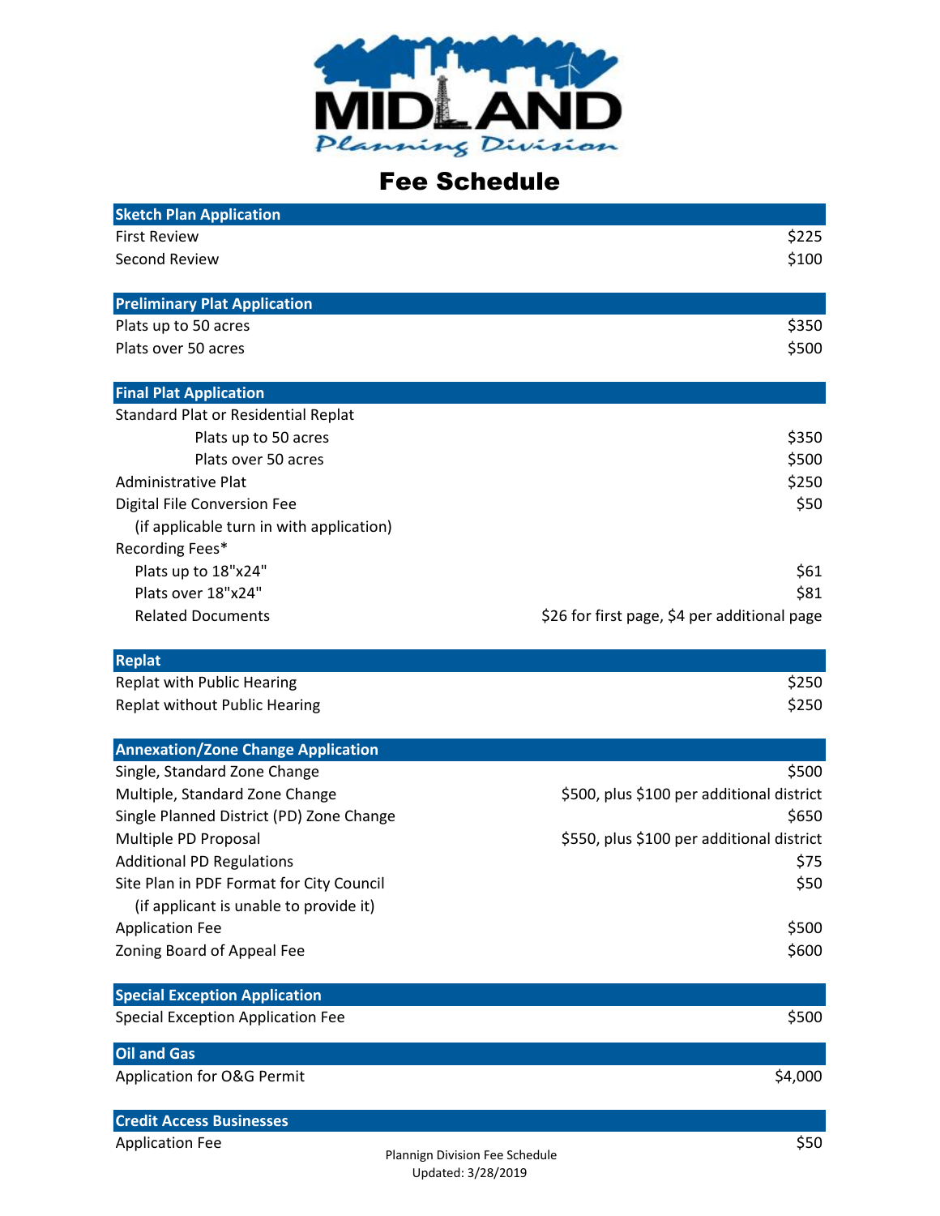# MIDLAND Planning Division

# Fee Schedule

| Sketch Plan Application | |
|---|---|
| First Review | $225 |
| Second Review | $100 |

| Preliminary Plat Application | |
|---|---|
| Plats up to 50 acres | $350 |
| Plats over 50 acres | $500 |

| Final Plat Application | |
|---|---|
| Standard Plat or Residential Replat | |
| Plats up to 50 acres | $350 |
| Plats over 50 acres | $500 |
| Administrative Plat | $250 |
| Digital File Conversion Fee | $50 |
| (if applicable turn in with application) | |
| Recording Fees* | |
| Plats up to 18"x24" | $61 |
| Plats over 18"x24" | $81 |
| Related Documents | $26 for first page, $4 per additional page |

| Replat | |
|---|---|
| Replat with Public Hearing | $250 |
| Replat without Public Hearing | $250 |

| Annexation/Zone Change Application | |
|---|---|
| Single, Standard Zone Change | $500 |
| Multiple, Standard Zone Change | $500, plus $100 per additional district |
| Single Planned District (PD) Zone Change | $650 |
| Multiple PD Proposal | $550, plus $100 per additional district |
| Additional PD Regulations | $75 |
| Site Plan in PDF Format for City Council | $50 |
| (if applicant is unable to provide it) | |
| Application Fee | $500 |
| Zoning Board of Appeal Fee | $600 |

| Special Exception Application | |
|---|---|
| Special Exception Application Fee | $500 |

| Oil and Gas | |
|---|---|
| Application for O&G Permit | $4,000 |

| Credit Access Businesses | |
|---|---|
| Application Fee | $50 |

Plannign Division Fee Schedule
Updated: 3/28/2019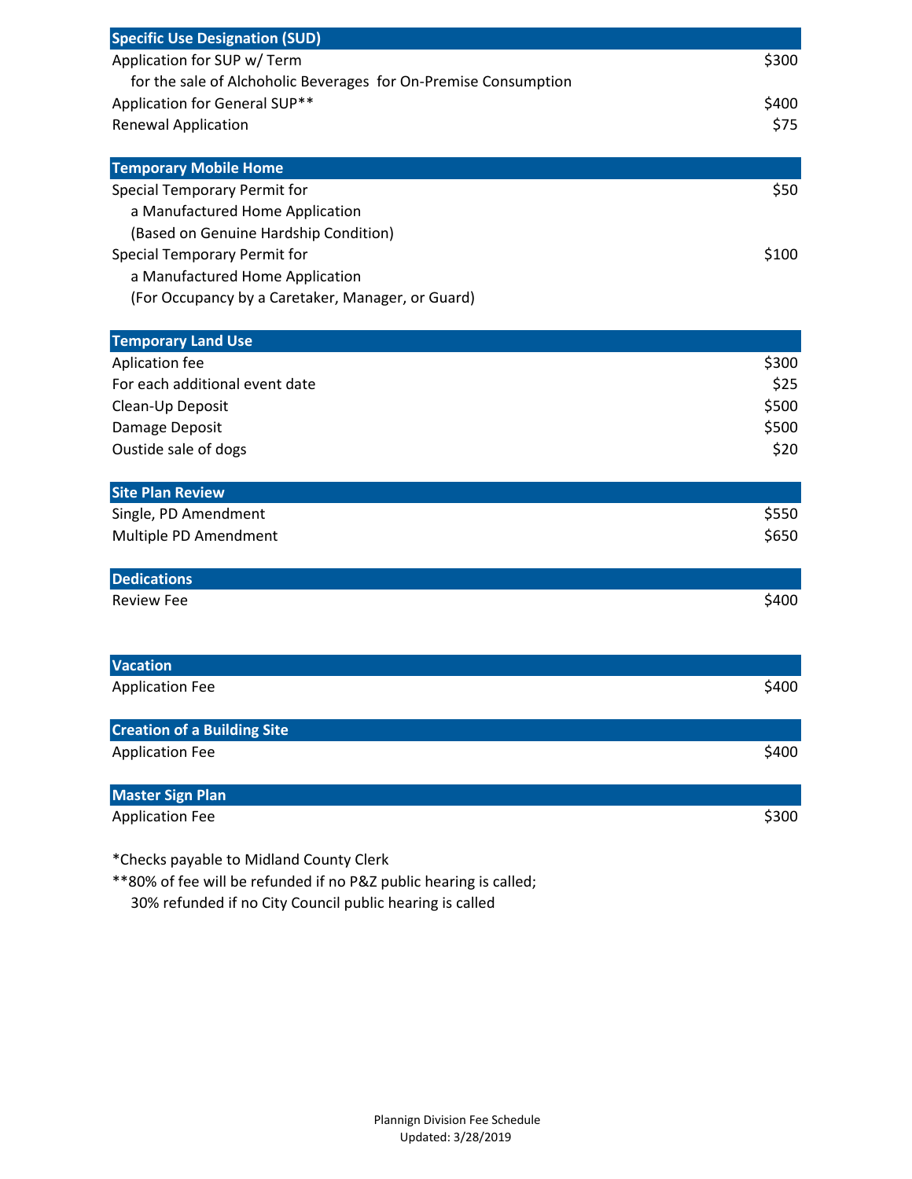| Specific Use Designation (SUD) | |
|---|---|
| Application for SUP w/ Term | $300 |
| for the sale of Alchoholic Beverages for On-Premise Consumption | |
| Application for General SUP** | $400 |
| Renewal Application | $75 |

| Temporary Mobile Home | |
|---|---|
| Special Temporary Permit for a Manufactured Home Application (Based on Genuine Hardship Condition) | $50 |
| Special Temporary Permit for a Manufactured Home Application (For Occupancy by a Caretaker, Manager, or Guard) | $100 |

| Temporary Land Use | |
|---|---|
| Aplication fee | $300 |
| For each additional event date | $25 |
| Clean-Up Deposit | $500 |
| Damage Deposit | $500 |
| Oustide sale of dogs | $20 |

| Site Plan Review | |
|---|---|
| Single, PD Amendment | $550 |
| Multiple PD Amendment | $650 |

| Dedications | |
|---|---|
| Review Fee | $400 |

| Vacation | |
|---|---|
| Application Fee | $400 |

| Creation of a Building Site | |
|---|---|
| Application Fee | $400 |

| Master Sign Plan | |
|---|---|
| Application Fee | $300 |

*Checks payable to Midland County Clerk

**80% of fee will be refunded if no P&Z public hearing is called;
30% refunded if no City Council public hearing is called

Plannign Division Fee Schedule
Updated: 3/28/2019